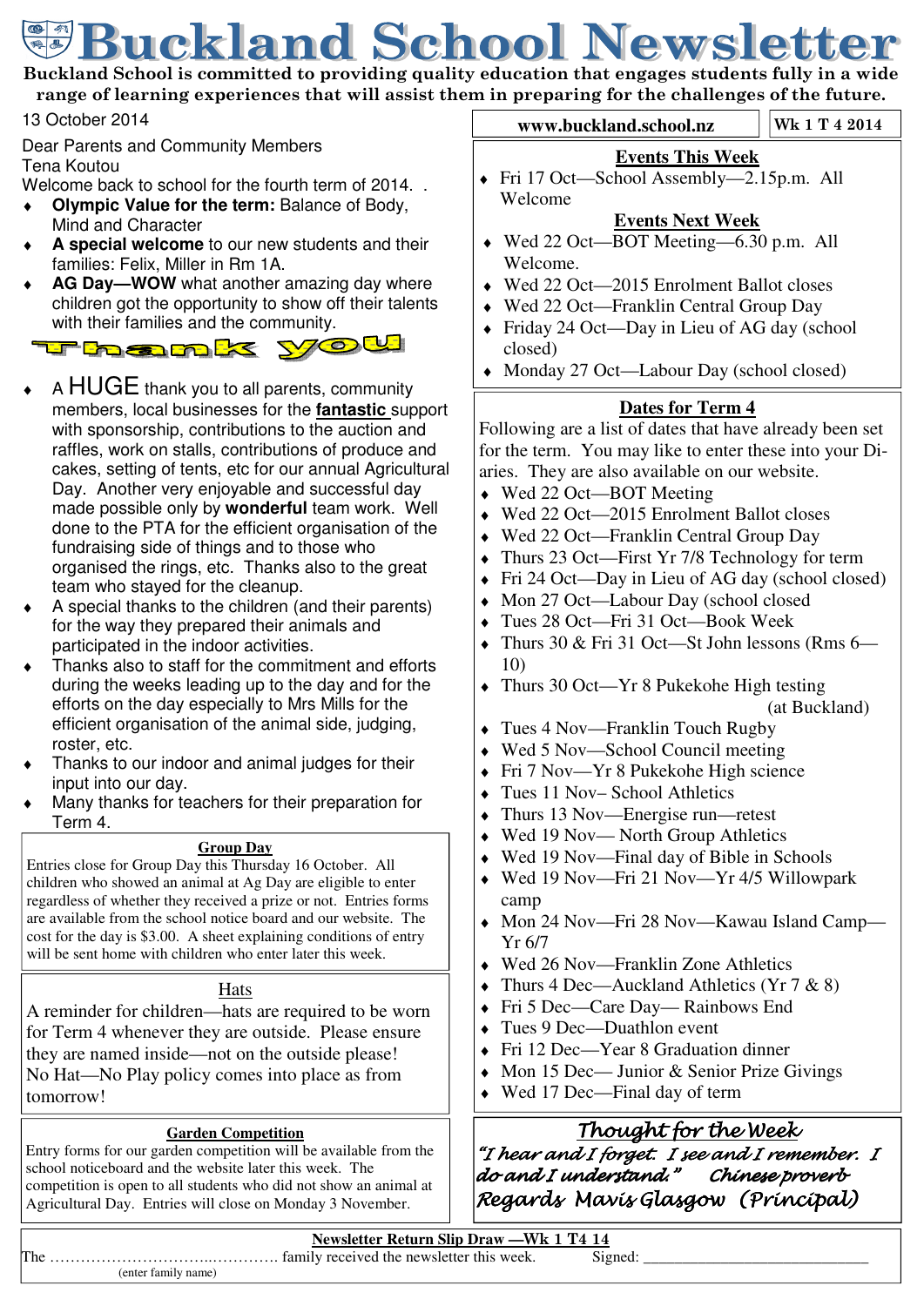# Buckland School Newsletter

**Buckland School is committed to providing quality education that engages students fully in a wide range of learning experiences that will assist them in preparing for the challenges of the future.**

13 October 2014

**www.buckland.school.nz** | **Wk 1 T 4 2014**

Dear Parents and Community Members
Tena Koutou
Welcome back to school for the fourth term of 2014. .

- **Olympic Value for the term:** Balance of Body, Mind and Character
- **A special welcome** to our new students and their families: Felix, Miller in Rm 1A.
- **AG Day—WOW** what another amazing day where children got the opportunity to show off their talents with their families and the community.

**Thank you**

- A HUGE thank you to all parents, community members, local businesses for the **fantastic** support with sponsorship, contributions to the auction and raffles, work on stalls, contributions of produce and cakes, setting of tents, etc for our annual Agricultural Day. Another very enjoyable and successful day made possible only by **wonderful** team work. Well done to the PTA for the efficient organisation of the fundraising side of things and to those who organised the rings, etc. Thanks also to the great team who stayed for the cleanup.
- A special thanks to the children (and their parents) for the way they prepared their animals and participated in the indoor activities.
- Thanks also to staff for the commitment and efforts during the weeks leading up to the day and for the efforts on the day especially to Mrs Mills for the efficient organisation of the animal side, judging, roster, etc.
- Thanks to our indoor and animal judges for their input into our day.
- Many thanks for teachers for their preparation for Term 4.

## Group Day

Entries close for Group Day this Thursday 16 October. All children who showed an animal at Ag Day are eligible to enter regardless of whether they received a prize or not. Entries forms are available from the school notice board and our website. The cost for the day is $3.00. A sheet explaining conditions of entry will be sent home with children who enter later this week.

## Hats

A reminder for children—hats are required to be worn for Term 4 whenever they are outside. Please ensure they are named inside—not on the outside please!
No Hat—No Play policy comes into place as from tomorrow!

## Garden Competition

Entry forms for our garden competition will be available from the school noticeboard and the website later this week. The competition is open to all students who did not show an animal at Agricultural Day. Entries will close on Monday 3 November.

## Events This Week

- Fri 17 Oct—School Assembly—2.15p.m. All Welcome

## Events Next Week

- Wed 22 Oct—BOT Meeting—6.30 p.m. All Welcome.
- Wed 22 Oct—2015 Enrolment Ballot closes
- Wed 22 Oct—Franklin Central Group Day
- Friday 24 Oct—Day in Lieu of AG day (school closed)
- Monday 27 Oct—Labour Day (school closed)

## Dates for Term 4

Following are a list of dates that have already been set for the term. You may like to enter these into your Diaries. They are also available on our website.

- Wed 22 Oct—BOT Meeting
- Wed 22 Oct—2015 Enrolment Ballot closes
- Wed 22 Oct—Franklin Central Group Day
- Thurs 23 Oct—First Yr 7/8 Technology for term
- Fri 24 Oct—Day in Lieu of AG day (school closed)
- Mon 27 Oct—Labour Day (school closed
- Tues 28 Oct—Fri 31 Oct—Book Week
- Thurs 30 & Fri 31 Oct—St John lessons (Rms 6—10)
- Thurs 30 Oct—Yr 8 Pukekohe High testing (at Buckland)
- Tues 4 Nov—Franklin Touch Rugby
- Wed 5 Nov—School Council meeting
- Fri 7 Nov—Yr 8 Pukekohe High science
- Tues 11 Nov– School Athletics
- Thurs 13 Nov—Energise run—retest
- Wed 19 Nov— North Group Athletics
- Wed 19 Nov—Final day of Bible in Schools
- Wed 19 Nov—Fri 21 Nov—Yr 4/5 Willowpark camp
- Mon 24 Nov—Fri 28 Nov—Kawau Island Camp—Yr 6/7
- Wed 26 Nov—Franklin Zone Athletics
- Thurs 4 Dec—Auckland Athletics (Yr 7 & 8)
- Fri 5 Dec—Care Day— Rainbows End
- Tues 9 Dec—Duathlon event
- Fri 12 Dec—Year 8 Graduation dinner
- Mon 15 Dec— Junior & Senior Prize Givings
- Wed 17 Dec—Final day of term

## *Thought for the Week*

*"I hear and I forget. I see and I remember. I do and I understand." Chinese proverb*

*Regards Mavis Glasgow (Principal)*

---

**Newsletter Return Slip Draw —Wk 1 T4 14**

The ………………………..…………. family received the newsletter this week. Signed: ____________________________
(enter family name)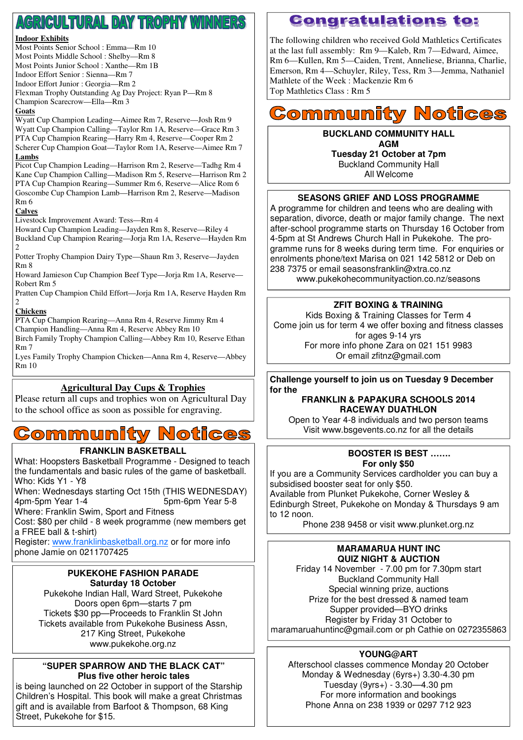# AGRICULTURAL DAY TROPHY WINNERS

**Indoor Exhibits**

Most Points Senior School : Emma—Rm 10
Most Points Middle School : Shelby—Rm 8
Most Points Junior School : Xanthe—Rm 1B
Indoor Effort Senior : Sienna—Rm 7
Indoor Effort Junior : Georgia—Rm 2
Flexman Trophy Outstanding Ag Day Project: Ryan P—Rm 8
Champion Scarecrow—Ella—Rm 3

**Goats**

Wyatt Cup Champion Leading—Aimee Rm 7, Reserve—Josh Rm 9
Wyatt Cup Champion Calling—Taylor Rm 1A, Reserve—Grace Rm 3
PTA Cup Champion Rearing—Harry Rm 4, Reserve—Cooper Rm 2
Scherer Cup Champion Goat—Taylor Rom 1A, Reserve—Aimee Rm 7

**Lambs**

Picot Cup Champion Leading—Harrison Rm 2, Reserve—Tadhg Rm 4
Kane Cup Champion Calling—Madison Rm 5, Reserve—Harrison Rm 2
PTA Cup Champion Rearing—Summer Rm 6, Reserve—Alice Rom 6
Goscombe Cup Champion Lamb—Harrison Rm 2, Reserve—Madison Rm 6

**Calves**

Livestock Improvement Award: Tess—Rm 4
Howard Cup Champion Leading—Jayden Rm 8, Reserve—Riley 4
Buckland Cup Champion Rearing—Jorja Rm 1A, Reserve—Hayden Rm 2
Potter Trophy Champion Dairy Type—Shaun Rm 3, Reserve—Jayden Rm 8
Howard Jamieson Cup Champion Beef Type—Jorja Rm 1A, Reserve—Robert Rm 5
Pratten Cup Champion Child Effort—Jorja Rm 1A, Reserve Hayden Rm 2

**Chickens**

PTA Cup Champion Rearing—Anna Rm 4, Reserve Jimmy Rm 4
Champion Handling—Anna Rm 4, Reserve Abbey Rm 10
Birch Family Trophy Champion Calling—Abbey Rm 10, Reserve Ethan Rm 7
Lyes Family Trophy Champion Chicken—Anna Rm 4, Reserve—Abbey Rm 10

## Agricultural Day Cups & Trophies

Please return all cups and trophies won on Agricultural Day to the school office as soon as possible for engraving.

# Community Notices

### FRANKLIN BASKETBALL

What: Hoopsters Basketball Programme - Designed to teach the fundamentals and basic rules of the game of basketball.
Who: Kids Y1 - Y8
When: Wednesdays starting Oct 15th (THIS WEDNESDAY)
4pm-5pm Year 1-4 5pm-6pm Year 5-8
Where: Franklin Swim, Sport and Fitness
Cost: $80 per child - 8 week programme (new members get a FREE ball & t-shirt)
Register: www.franklinbasketball.org.nz or for more info phone Jamie on 0211707425

### PUKEKOHE FASHION PARADE
**Saturday 18 October**

Pukekohe Indian Hall, Ward Street, Pukekohe
Doors open 6pm—starts 7 pm
Tickets $30 pp—Proceeds to Franklin St John
Tickets available from Pukekohe Business Assn, 217 King Street, Pukekohe
www.pukekohe.org.nz

### "SUPER SPARROW AND THE BLACK CAT"
**Plus five other heroic tales**

is being launched on 22 October in support of the Starship Children's Hospital. This book will make a great Christmas gift and is available from Barfoot & Thompson, 68 King Street, Pukekohe for $15.

# Congratulations to:

The following children who received Gold Mathletics Certificates at the last full assembly: Rm 9—Kaleb, Rm 7—Edward, Aimee, Rm 6—Kullen, Rm 5—Caiden, Trent, Anneliese, Brianna, Charlie, Emerson, Rm 4—Schuyler, Riley, Tess, Rm 3—Jemma, Nathaniel
Mathlete of the Week : Mackenzie Rm 6
Top Mathletics Class : Rm 5

# Community Notices

### BUCKLAND COMMUNITY HALL
**AGM**
**Tuesday 21 October at 7pm**

Buckland Community Hall
All Welcome

### SEASONS GRIEF AND LOSS PROGRAMME

A programme for children and teens who are dealing with separation, divorce, death or major family change. The next after-school programme starts on Thursday 16 October from 4-5pm at St Andrews Church Hall in Pukekohe. The programme runs for 8 weeks during term time. For enquiries or enrolments phone/text Marisa on 021 142 5812 or Deb on 238 7375 or email seasonsfranklin@xtra.co.nz
www.pukekohecommunityaction.co.nz/seasons

### ZFIT BOXING & TRAINING

Kids Boxing & Training Classes for Term 4
Come join us for term 4 we offer boxing and fitness classes for ages 9-14 yrs
For more info phone Zara on 021 151 9983
Or email zfitnz@gmail.com

**Challenge yourself to join us on Tuesday 9 December for the**

### FRANKLIN & PAPAKURA SCHOOLS 2014 RACEWAY DUATHLON

Open to Year 4-8 individuals and two person teams
Visit www.bsgevents.co.nz for all the details

### BOOSTER IS BEST …….
**For only $50**

If you are a Community Services cardholder you can buy a subsidised booster seat for only $50.
Available from Plunket Pukekohe, Corner Wesley & Edinburgh Street, Pukekohe on Monday & Thursdays 9 am to 12 noon.
Phone 238 9458 or visit www.plunket.org.nz

### MARAMARUA HUNT INC
### QUIZ NIGHT & AUCTION

Friday 14 November - 7.00 pm for 7.30pm start
Buckland Community Hall
Special winning prize, auctions
Prize for the best dressed & named team
Supper provided—BYO drinks
Register by Friday 31 October to maramaruahuntinc@gmail.com or ph Cathie on 0272355863

### YOUNG@ART

Afterschool classes commence Monday 20 October
Monday & Wednesday (6yrs+) 3.30-4.30 pm
Tuesday (9yrs+) - 3.30—4.30 pm
For more information and bookings
Phone Anna on 238 1939 or 0297 712 923